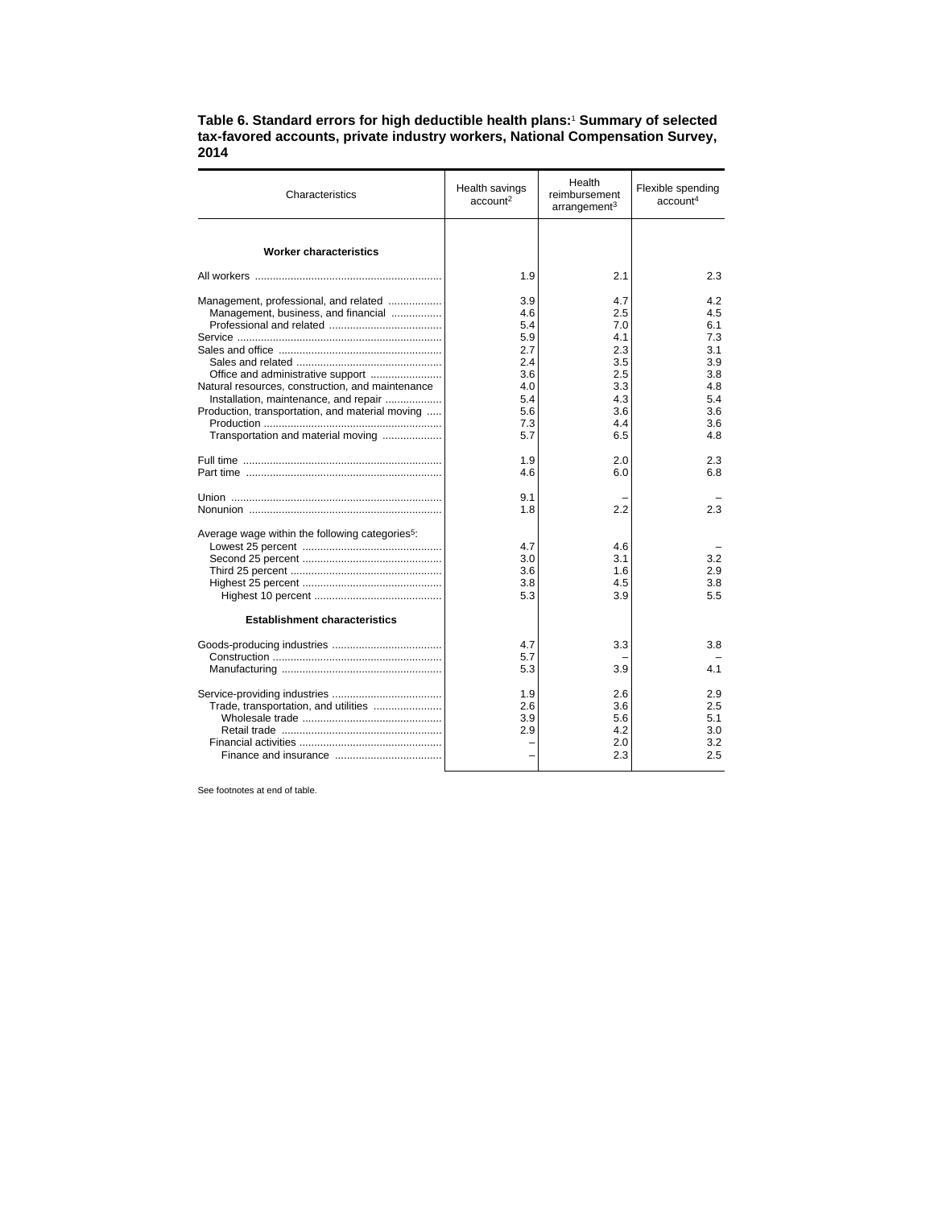**Table 6. Standard errors for high deductible health plans:[1] Summary of selected tax-favored accounts, private industry workers, National Compensation Survey, 2014**

| Characteristics | Health savings account[2] | Health reimbursement arrangement[3] | Flexible spending account[4] |
|---|---|---|---|
| **Worker characteristics** | | | |
| All workers | 1.9 | 2.1 | 2.3 |
| Management, professional, and related | 3.9 | 4.7 | 4.2 |
| Management, business, and financial | 4.6 | 2.5 | 4.5 |
| Professional and related | 5.4 | 7.0 | 6.1 |
| Service | 5.9 | 4.1 | 7.3 |
| Sales and office | 2.7 | 2.3 | 3.1 |
| Sales and related | 2.4 | 3.5 | 3.9 |
| Office and administrative support | 3.6 | 2.5 | 3.8 |
| Natural resources, construction, and maintenance | 4.0 | 3.3 | 4.8 |
| Installation, maintenance, and repair | 5.4 | 4.3 | 5.4 |
| Production, transportation, and material moving | 5.6 | 3.6 | 3.6 |
| Production | 7.3 | 4.4 | 3.6 |
| Transportation and material moving | 5.7 | 6.5 | 4.8 |
| Full time | 1.9 | 2.0 | 2.3 |
| Part time | 4.6 | 6.0 | 6.8 |
| Union | 9.1 | – | – |
| Nonunion | 1.8 | 2.2 | 2.3 |
| Average wage within the following categories[5]: | | | |
| Lowest 25 percent | 4.7 | 4.6 | – |
| Second 25 percent | 3.0 | 3.1 | 3.2 |
| Third 25 percent | 3.6 | 1.6 | 2.9 |
| Highest 25 percent | 3.8 | 4.5 | 3.8 |
| Highest 10 percent | 5.3 | 3.9 | 5.5 |
| **Establishment characteristics** | | | |
| Goods-producing industries | 4.7 | 3.3 | 3.8 |
| Construction | 5.7 | – | – |
| Manufacturing | 5.3 | 3.9 | 4.1 |
| Service-providing industries | 1.9 | 2.6 | 2.9 |
| Trade, transportation, and utilities | 2.6 | 3.6 | 2.5 |
| Wholesale trade | 3.9 | 5.6 | 5.1 |
| Retail trade | 2.9 | 4.2 | 3.0 |
| Financial activities | – | 2.0 | 3.2 |
| Finance and insurance | – | 2.3 | 2.5 |

See footnotes at end of table.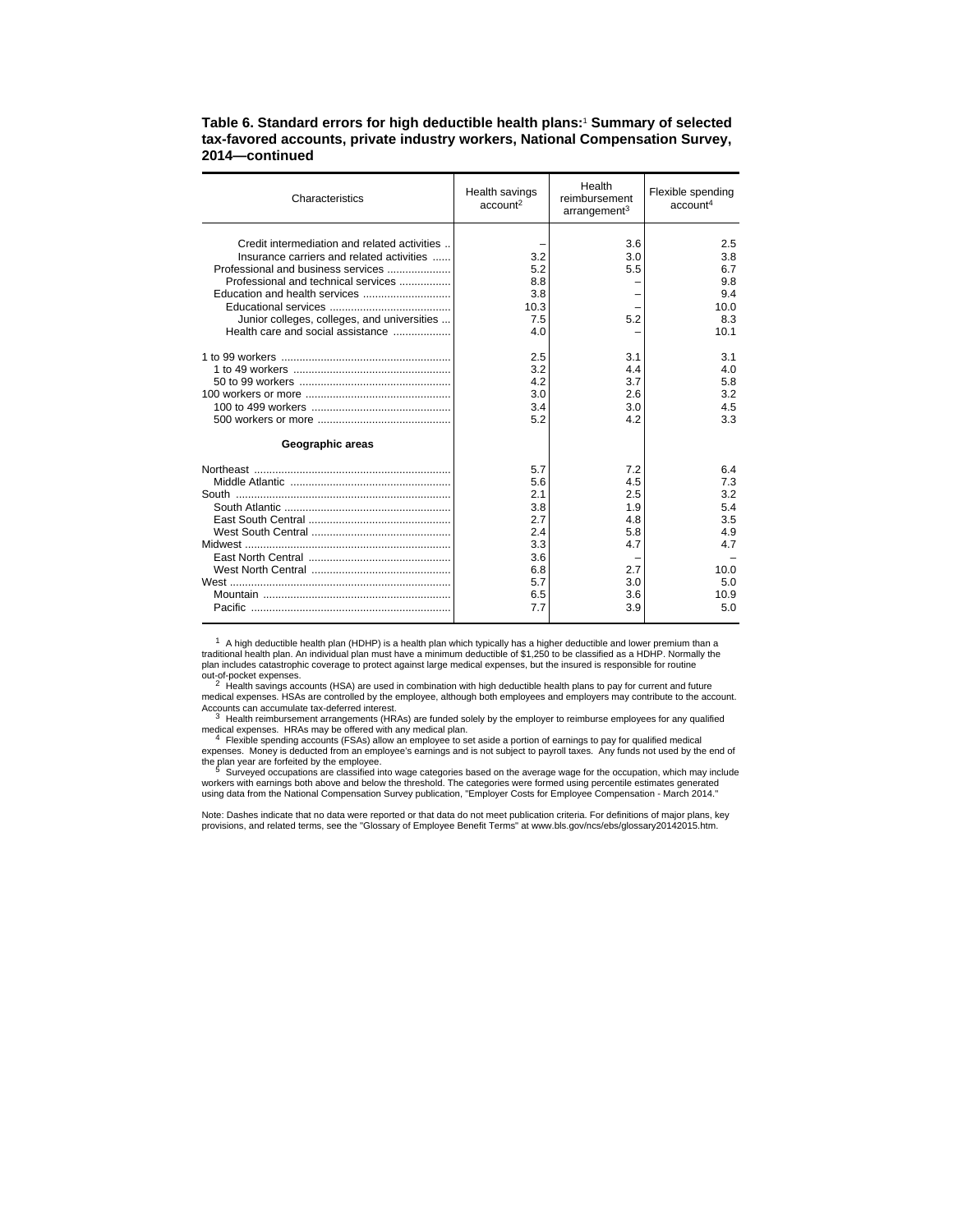**Table 6. Standard errors for high deductible health plans:[1] Summary of selected tax-favored accounts, private industry workers, National Compensation Survey, 2014—continued**

| Characteristics | Health savings account[2] | Health reimbursement arrangement[3] | Flexible spending account[4] |
|---|---|---|---|
| Credit intermediation and related activities | – | 3.6 | 2.5 |
| Insurance carriers and related activities | 3.2 | 3.0 | 3.8 |
| Professional and business services | 5.2 | 5.5 | 6.7 |
| Professional and technical services | 8.8 | – | 9.8 |
| Education and health services | 3.8 | – | 9.4 |
| Educational services | 10.3 | – | 10.0 |
| Junior colleges, colleges, and universities | 7.5 | 5.2 | 8.3 |
| Health care and social assistance | 4.0 | – | 10.1 |
| 1 to 99 workers | 2.5 | 3.1 | 3.1 |
| 1 to 49 workers | 3.2 | 4.4 | 4.0 |
| 50 to 99 workers | 4.2 | 3.7 | 5.8 |
| 100 workers or more | 3.0 | 2.6 | 3.2 |
| 100 to 499 workers | 3.4 | 3.0 | 4.5 |
| 500 workers or more | 5.2 | 4.2 | 3.3 |
| **Geographic areas** | | | |
| Northeast | 5.7 | 7.2 | 6.4 |
| Middle Atlantic | 5.6 | 4.5 | 7.3 |
| South | 2.1 | 2.5 | 3.2 |
| South Atlantic | 3.8 | 1.9 | 5.4 |
| East South Central | 2.7 | 4.8 | 3.5 |
| West South Central | 2.4 | 5.8 | 4.9 |
| Midwest | 3.3 | 4.7 | 4.7 |
| East North Central | 3.6 | – | – |
| West North Central | 6.8 | 2.7 | 10.0 |
| West | 5.7 | 3.0 | 5.0 |
| Mountain | 6.5 | 3.6 | 10.9 |
| Pacific | 7.7 | 3.9 | 5.0 |

[1] A high deductible health plan (HDHP) is a health plan which typically has a higher deductible and lower premium than a traditional health plan. An individual plan must have a minimum deductible of $1,250 to be classified as a HDHP. Normally the plan includes catastrophic coverage to protect against large medical expenses, but the insured is responsible for routine out-of-pocket expenses.

[2] Health savings accounts (HSA) are used in combination with high deductible health plans to pay for current and future medical expenses. HSAs are controlled by the employee, although both employees and employers may contribute to the account. Accounts can accumulate tax-deferred interest.

[3] Health reimbursement arrangements (HRAs) are funded solely by the employer to reimburse employees for any qualified medical expenses. HRAs may be offered with any medical plan.

[4] Flexible spending accounts (FSAs) allow an employee to set aside a portion of earnings to pay for qualified medical expenses. Money is deducted from an employee's earnings and is not subject to payroll taxes. Any funds not used by the end of the plan year are forfeited by the employee.

[5] Surveyed occupations are classified into wage categories based on the average wage for the occupation, which may include workers with earnings both above and below the threshold. The categories were formed using percentile estimates generated using data from the National Compensation Survey publication, "Employer Costs for Employee Compensation - March 2014."

Note: Dashes indicate that no data were reported or that data do not meet publication criteria. For definitions of major plans, key provisions, and related terms, see the "Glossary of Employee Benefit Terms" at www.bls.gov/ncs/ebs/glossary20142015.htm.